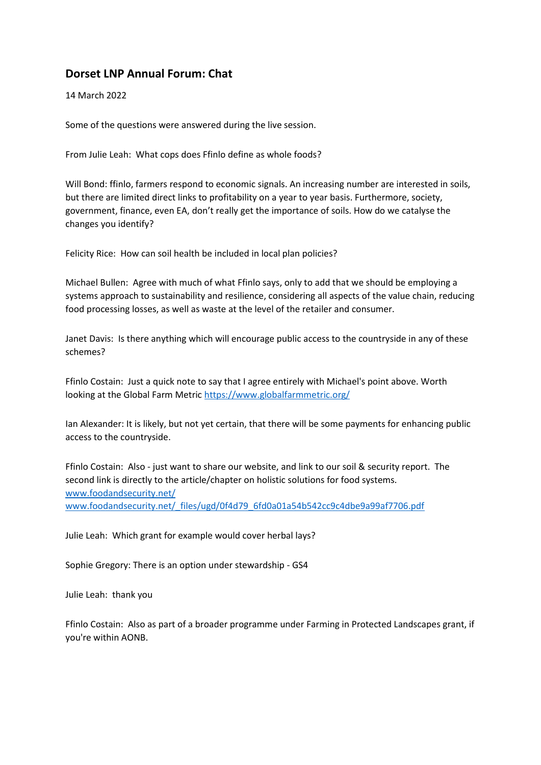## Dorset LNP Annual Forum: Chat

14 March 2022

Some of the questions were answered during the live session.

From Julie Leah: What cops does Ffinlo define as whole foods?

Will Bond: ffinlo, farmers respond to economic signals. An increasing number are interested in soils, but there are limited direct links to profitability on a year to year basis. Furthermore, society, government, finance, even EA, don't really get the importance of soils. How do we catalyse the changes you identify?

Felicity Rice: How can soil health be included in local plan policies?

Michael Bullen: Agree with much of what Ffinlo says, only to add that we should be employing a systems approach to sustainability and resilience, considering all aspects of the value chain, reducing food processing losses, as well as waste at the level of the retailer and consumer.

Janet Davis: Is there anything which will encourage public access to the countryside in any of these schemes?

Ffinlo Costain: Just a quick note to say that I agree entirely with Michael's point above. Worth looking at the Global Farm Metric https://www.globalfarmmetric.org/

Ian Alexander: It is likely, but not yet certain, that there will be some payments for enhancing public access to the countryside.

Ffinlo Costain: Also - just want to share our website, and link to our soil & security report. The second link is directly to the article/chapter on holistic solutions for food systems.
www.foodandsecurity.net/
www.foodandsecurity.net/_files/ugd/0f4d79_6fd0a01a54b542cc9c4dbe9a99af7706.pdf

Julie Leah: Which grant for example would cover herbal lays?

Sophie Gregory: There is an option under stewardship - GS4

Julie Leah: thank you

Ffinlo Costain: Also as part of a broader programme under Farming in Protected Landscapes grant, if you're within AONB.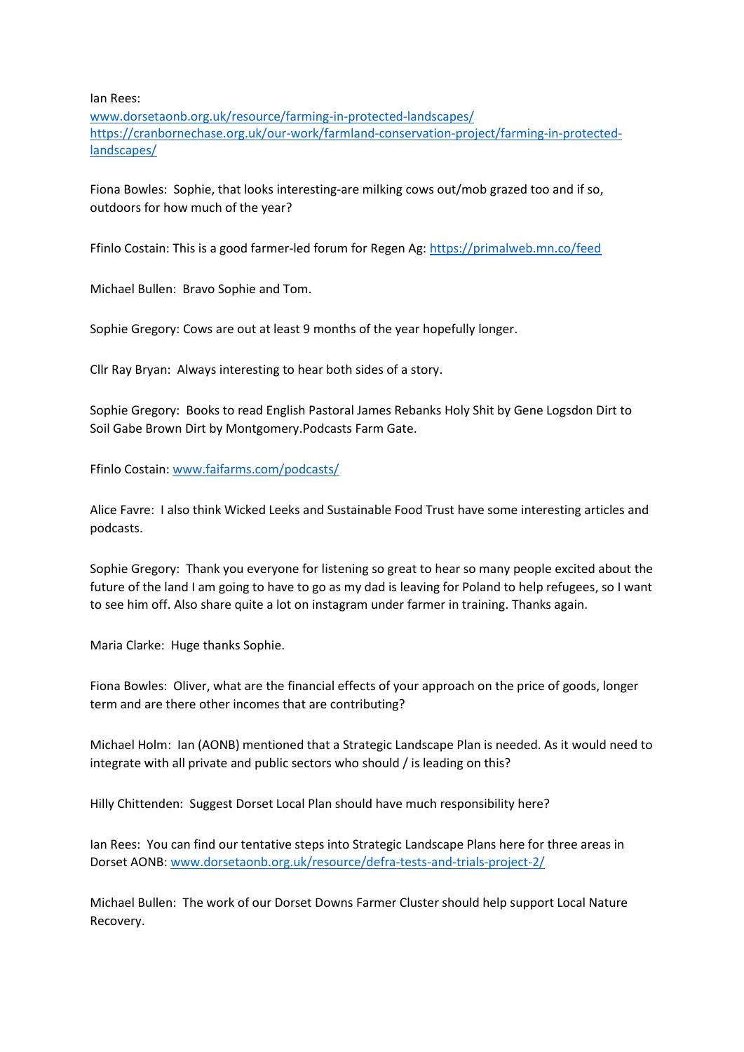Ian Rees:
[www.dorsetaonb.org.uk/resource/farming-in-protected-landscapes/](www.dorsetaonb.org.uk/resource/farming-in-protected-landscapes/)
[https://cranbornechase.org.uk/our-work/farmland-conservation-project/farming-in-protected-landscapes/](https://cranbornechase.org.uk/our-work/farmland-conservation-project/farming-in-protected-landscapes/)

Fiona Bowles: Sophie, that looks interesting-are milking cows out/mob grazed too and if so, outdoors for how much of the year?

Ffinlo Costain: This is a good farmer-led forum for Regen Ag: [https://primalweb.mn.co/feed](https://primalweb.mn.co/feed)

Michael Bullen: Bravo Sophie and Tom.

Sophie Gregory: Cows are out at least 9 months of the year hopefully longer.

Cllr Ray Bryan: Always interesting to hear both sides of a story.

Sophie Gregory: Books to read English Pastoral James Rebanks Holy Shit by Gene Logsdon Dirt to Soil Gabe Brown Dirt by Montgomery.Podcasts Farm Gate.

Ffinlo Costain: [www.faifarms.com/podcasts/](www.faifarms.com/podcasts/)

Alice Favre: I also think Wicked Leeks and Sustainable Food Trust have some interesting articles and podcasts.

Sophie Gregory: Thank you everyone for listening so great to hear so many people excited about the future of the land I am going to have to go as my dad is leaving for Poland to help refugees, so I want to see him off. Also share quite a lot on instagram under farmer in training. Thanks again.

Maria Clarke: Huge thanks Sophie.

Fiona Bowles: Oliver, what are the financial effects of your approach on the price of goods, longer term and are there other incomes that are contributing?

Michael Holm: Ian (AONB) mentioned that a Strategic Landscape Plan is needed. As it would need to integrate with all private and public sectors who should / is leading on this?

Hilly Chittenden: Suggest Dorset Local Plan should have much responsibility here?

Ian Rees: You can find our tentative steps into Strategic Landscape Plans here for three areas in Dorset AONB: [www.dorsetaonb.org.uk/resource/defra-tests-and-trials-project-2/](www.dorsetaonb.org.uk/resource/defra-tests-and-trials-project-2/)

Michael Bullen: The work of our Dorset Downs Farmer Cluster should help support Local Nature Recovery.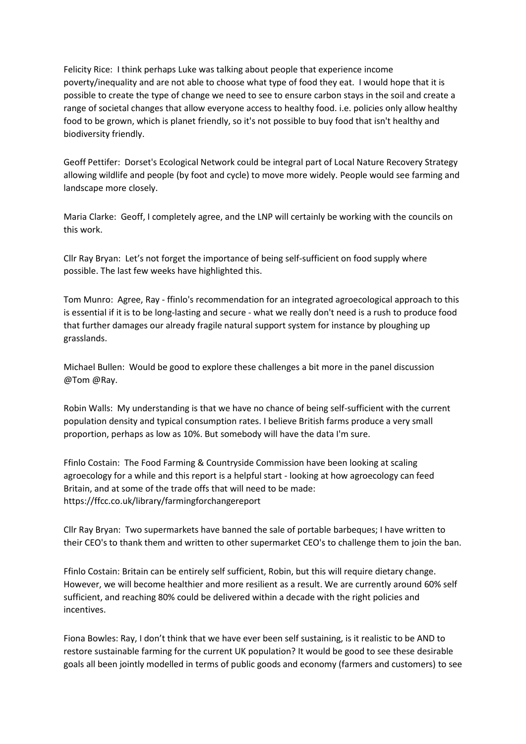Felicity Rice: I think perhaps Luke was talking about people that experience income poverty/inequality and are not able to choose what type of food they eat. I would hope that it is possible to create the type of change we need to see to ensure carbon stays in the soil and create a range of societal changes that allow everyone access to healthy food. i.e. policies only allow healthy food to be grown, which is planet friendly, so it's not possible to buy food that isn't healthy and biodiversity friendly.

Geoff Pettifer: Dorset's Ecological Network could be integral part of Local Nature Recovery Strategy allowing wildlife and people (by foot and cycle) to move more widely. People would see farming and landscape more closely.

Maria Clarke: Geoff, I completely agree, and the LNP will certainly be working with the councils on this work.

Cllr Ray Bryan: Let's not forget the importance of being self-sufficient on food supply where possible. The last few weeks have highlighted this.

Tom Munro: Agree, Ray - ffinlo's recommendation for an integrated agroecological approach to this is essential if it is to be long-lasting and secure - what we really don't need is a rush to produce food that further damages our already fragile natural support system for instance by ploughing up grasslands.

Michael Bullen: Would be good to explore these challenges a bit more in the panel discussion @Tom @Ray.

Robin Walls: My understanding is that we have no chance of being self-sufficient with the current population density and typical consumption rates. I believe British farms produce a very small proportion, perhaps as low as 10%. But somebody will have the data I'm sure.

Ffinlo Costain: The Food Farming & Countryside Commission have been looking at scaling agroecology for a while and this report is a helpful start - looking at how agroecology can feed Britain, and at some of the trade offs that will need to be made: https://ffcc.co.uk/library/farmingforchangereport

Cllr Ray Bryan: Two supermarkets have banned the sale of portable barbeques; I have written to their CEO's to thank them and written to other supermarket CEO's to challenge them to join the ban.

Ffinlo Costain: Britain can be entirely self sufficient, Robin, but this will require dietary change. However, we will become healthier and more resilient as a result. We are currently around 60% self sufficient, and reaching 80% could be delivered within a decade with the right policies and incentives.

Fiona Bowles: Ray, I don't think that we have ever been self sustaining, is it realistic to be AND to restore sustainable farming for the current UK population? It would be good to see these desirable goals all been jointly modelled in terms of public goods and economy (farmers and customers) to see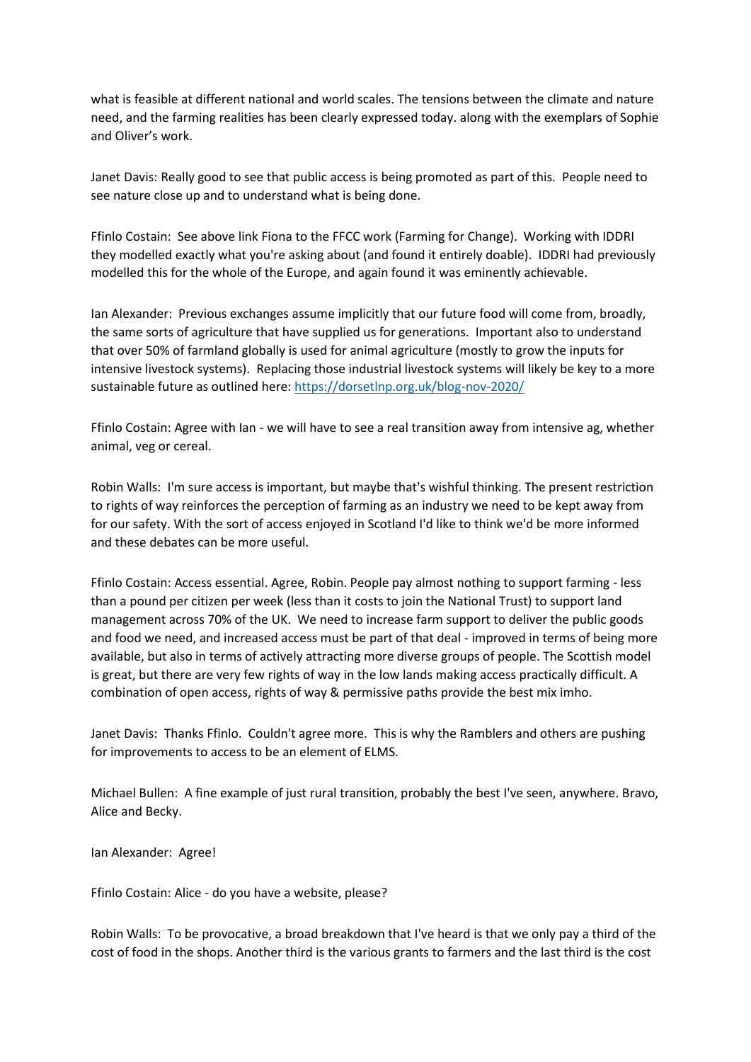what is feasible at different national and world scales. The tensions between the climate and nature need, and the farming realities has been clearly expressed today. along with the exemplars of Sophie and Oliver's work.

Janet Davis: Really good to see that public access is being promoted as part of this. People need to see nature close up and to understand what is being done.

Ffinlo Costain: See above link Fiona to the FFCC work (Farming for Change). Working with IDDRI they modelled exactly what you're asking about (and found it entirely doable). IDDRI had previously modelled this for the whole of the Europe, and again found it was eminently achievable.

Ian Alexander: Previous exchanges assume implicitly that our future food will come from, broadly, the same sorts of agriculture that have supplied us for generations. Important also to understand that over 50% of farmland globally is used for animal agriculture (mostly to grow the inputs for intensive livestock systems). Replacing those industrial livestock systems will likely be key to a more sustainable future as outlined here: https://dorsetlnp.org.uk/blog-nov-2020/

Ffinlo Costain: Agree with Ian - we will have to see a real transition away from intensive ag, whether animal, veg or cereal.

Robin Walls: I'm sure access is important, but maybe that's wishful thinking. The present restriction to rights of way reinforces the perception of farming as an industry we need to be kept away from for our safety. With the sort of access enjoyed in Scotland I'd like to think we'd be more informed and these debates can be more useful.

Ffinlo Costain: Access essential. Agree, Robin. People pay almost nothing to support farming - less than a pound per citizen per week (less than it costs to join the National Trust) to support land management across 70% of the UK. We need to increase farm support to deliver the public goods and food we need, and increased access must be part of that deal - improved in terms of being more available, but also in terms of actively attracting more diverse groups of people. The Scottish model is great, but there are very few rights of way in the low lands making access practically difficult. A combination of open access, rights of way & permissive paths provide the best mix imho.

Janet Davis: Thanks Ffinlo. Couldn't agree more. This is why the Ramblers and others are pushing for improvements to access to be an element of ELMS.

Michael Bullen: A fine example of just rural transition, probably the best I've seen, anywhere. Bravo, Alice and Becky.

Ian Alexander: Agree!

Ffinlo Costain: Alice - do you have a website, please?

Robin Walls: To be provocative, a broad breakdown that I've heard is that we only pay a third of the cost of food in the shops. Another third is the various grants to farmers and the last third is the cost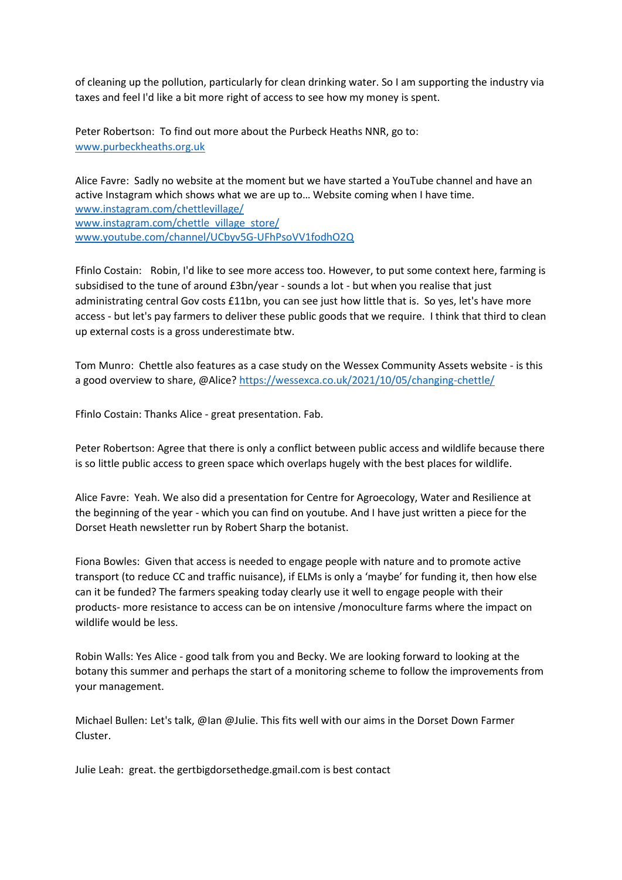of cleaning up the pollution, particularly for clean drinking water. So I am supporting the industry via taxes and feel I'd like a bit more right of access to see how my money is spent.

Peter Robertson: To find out more about the Purbeck Heaths NNR, go to: www.purbeckheaths.org.uk

Alice Favre: Sadly no website at the moment but we have started a YouTube channel and have an active Instagram which shows what we are up to… Website coming when I have time.
www.instagram.com/chettlevillage/
www.instagram.com/chettle_village_store/
www.youtube.com/channel/UCbyv5G-UFhPsoVV1fodhO2Q

Ffinlo Costain: Robin, I'd like to see more access too. However, to put some context here, farming is subsidised to the tune of around £3bn/year - sounds a lot - but when you realise that just administrating central Gov costs £11bn, you can see just how little that is. So yes, let's have more access - but let's pay farmers to deliver these public goods that we require. I think that third to clean up external costs is a gross underestimate btw.

Tom Munro: Chettle also features as a case study on the Wessex Community Assets website - is this a good overview to share, @Alice? https://wessexca.co.uk/2021/10/05/changing-chettle/

Ffinlo Costain: Thanks Alice - great presentation. Fab.

Peter Robertson: Agree that there is only a conflict between public access and wildlife because there is so little public access to green space which overlaps hugely with the best places for wildlife.

Alice Favre: Yeah. We also did a presentation for Centre for Agroecology, Water and Resilience at the beginning of the year - which you can find on youtube. And I have just written a piece for the Dorset Heath newsletter run by Robert Sharp the botanist.

Fiona Bowles: Given that access is needed to engage people with nature and to promote active transport (to reduce CC and traffic nuisance), if ELMs is only a 'maybe' for funding it, then how else can it be funded? The farmers speaking today clearly use it well to engage people with their products- more resistance to access can be on intensive /monoculture farms where the impact on wildlife would be less.

Robin Walls: Yes Alice - good talk from you and Becky. We are looking forward to looking at the botany this summer and perhaps the start of a monitoring scheme to follow the improvements from your management.

Michael Bullen: Let's talk, @Ian @Julie. This fits well with our aims in the Dorset Down Farmer Cluster.

Julie Leah: great. the gertbigdorsethedge.gmail.com is best contact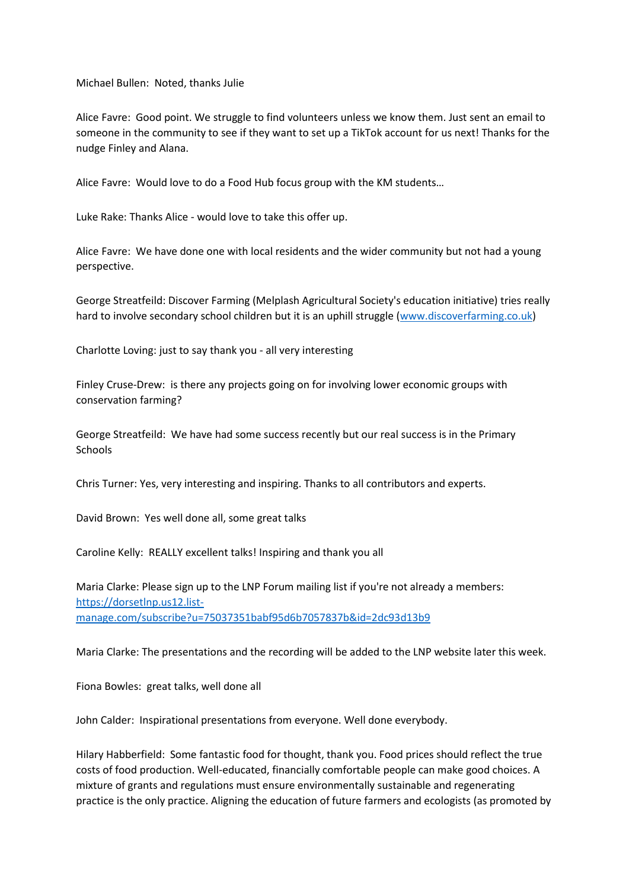Michael Bullen: Noted, thanks Julie

Alice Favre: Good point. We struggle to find volunteers unless we know them. Just sent an email to someone in the community to see if they want to set up a TikTok account for us next! Thanks for the nudge Finley and Alana.

Alice Favre: Would love to do a Food Hub focus group with the KM students…

Luke Rake: Thanks Alice - would love to take this offer up.

Alice Favre: We have done one with local residents and the wider community but not had a young perspective.

George Streatfeild: Discover Farming (Melplash Agricultural Society's education initiative) tries really hard to involve secondary school children but it is an uphill struggle ([www.discoverfarming.co.uk](www.discoverfarming.co.uk))

Charlotte Loving: just to say thank you - all very interesting

Finley Cruse-Drew: is there any projects going on for involving lower economic groups with conservation farming?

George Streatfeild: We have had some success recently but our real success is in the Primary Schools

Chris Turner: Yes, very interesting and inspiring. Thanks to all contributors and experts.

David Brown: Yes well done all, some great talks

Caroline Kelly: REALLY excellent talks! Inspiring and thank you all

Maria Clarke: Please sign up to the LNP Forum mailing list if you're not already a members: [https://dorsetlnp.us12.list-manage.com/subscribe?u=75037351babf95d6b7057837b&id=2dc93d13b9](https://dorsetlnp.us12.list-manage.com/subscribe?u=75037351babf95d6b7057837b&id=2dc93d13b9)

Maria Clarke: The presentations and the recording will be added to the LNP website later this week.

Fiona Bowles: great talks, well done all

John Calder: Inspirational presentations from everyone. Well done everybody.

Hilary Habberfield: Some fantastic food for thought, thank you. Food prices should reflect the true costs of food production. Well-educated, financially comfortable people can make good choices. A mixture of grants and regulations must ensure environmentally sustainable and regenerating practice is the only practice. Aligning the education of future farmers and ecologists (as promoted by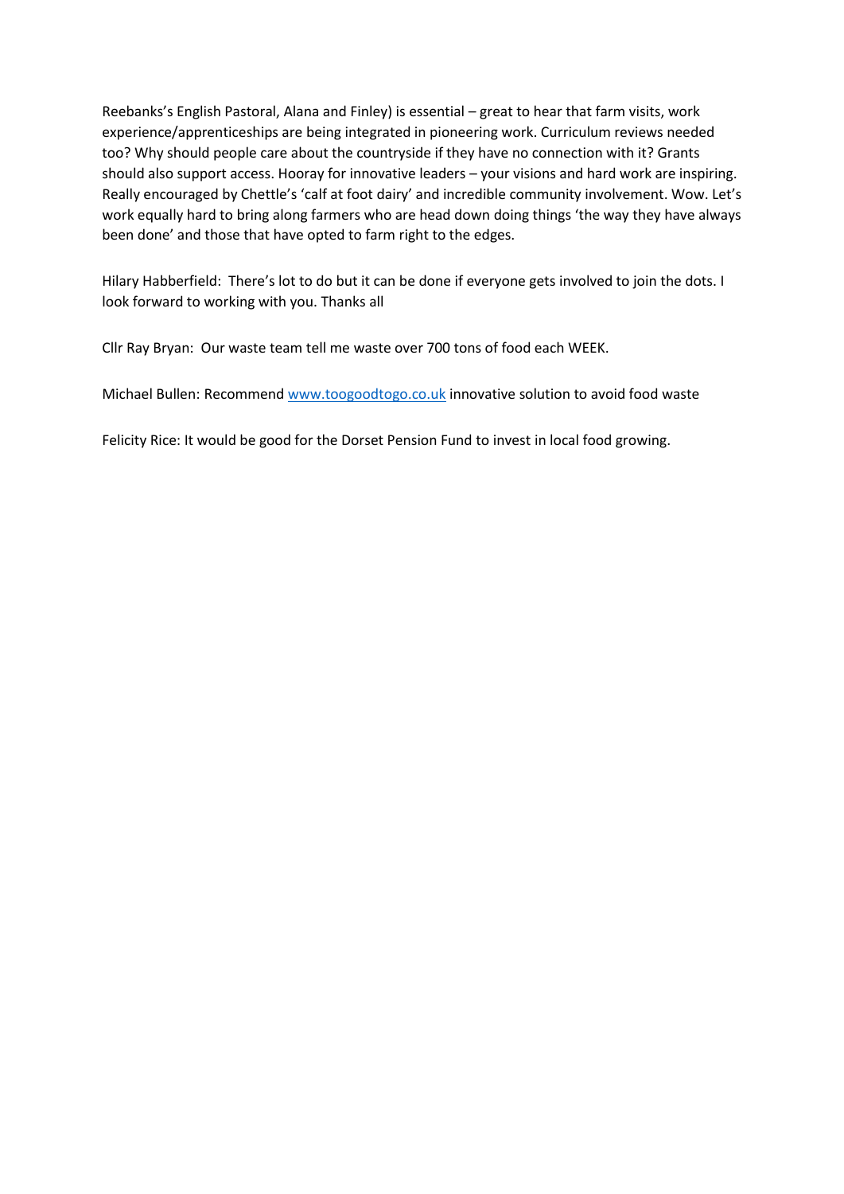Reebanks's English Pastoral, Alana and Finley) is essential – great to hear that farm visits, work experience/apprenticeships are being integrated in pioneering work. Curriculum reviews needed too? Why should people care about the countryside if they have no connection with it? Grants should also support access. Hooray for innovative leaders – your visions and hard work are inspiring. Really encouraged by Chettle's 'calf at foot dairy' and incredible community involvement. Wow. Let's work equally hard to bring along farmers who are head down doing things 'the way they have always been done' and those that have opted to farm right to the edges.

Hilary Habberfield: There's lot to do but it can be done if everyone gets involved to join the dots. I look forward to working with you. Thanks all

Cllr Ray Bryan: Our waste team tell me waste over 700 tons of food each WEEK.

Michael Bullen: Recommend [www.toogoodtogo.co.uk](http://www.toogoodtogo.co.uk) innovative solution to avoid food waste

Felicity Rice: It would be good for the Dorset Pension Fund to invest in local food growing.